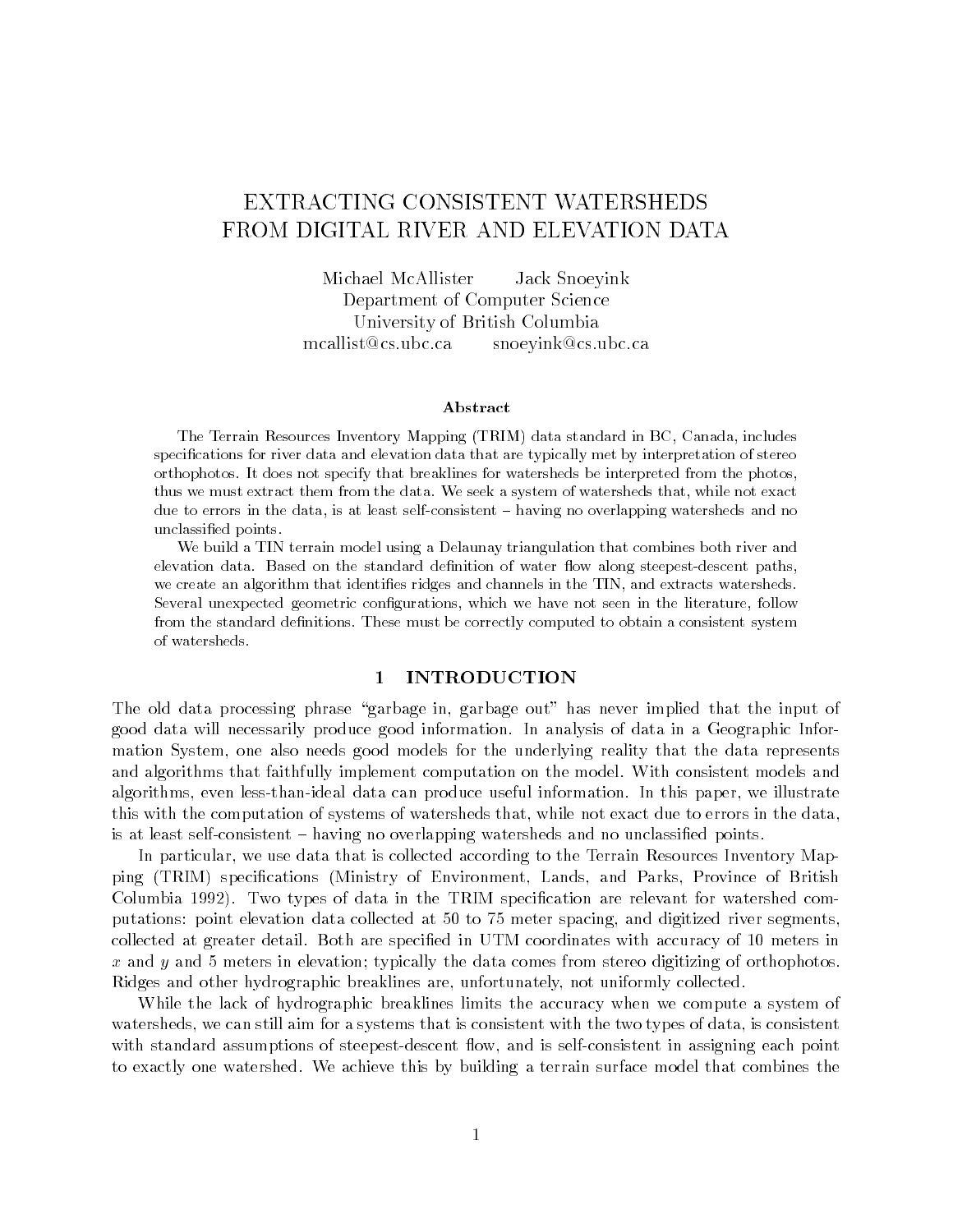# EXTRACTING CONSISTENT WATERSHEDS FROM DIGITAL RIVER AND ELEVATION DATA

Michael McAllister  Jack Snoeyink
Department of Computer Science
University of British Columbia
mcallist@cs.ubc.ca  snoeyink@cs.ubc.ca

### Abstract

The Terrain Resources Inventory Mapping (TRIM) data standard in BC, Canada, includes specifications for river data and elevation data that are typically met by interpretation of stereo orthophotos. It does not specify that breaklines for watersheds be interpreted from the photos, thus we must extract them from the data. We seek a system of watersheds that, while not exact due to errors in the data, is at least self-consistent – having no overlapping watersheds and no unclassified points.

We build a TIN terrain model using a Delaunay triangulation that combines both river and elevation data. Based on the standard definition of water flow along steepest-descent paths, we create an algorithm that identifies ridges and channels in the TIN, and extracts watersheds. Several unexpected geometric configurations, which we have not seen in the literature, follow from the standard definitions. These must be correctly computed to obtain a consistent system of watersheds.

## 1 INTRODUCTION

The old data processing phrase "garbage in, garbage out" has never implied that the input of good data will necessarily produce good information. In analysis of data in a Geographic Information System, one also needs good models for the underlying reality that the data represents and algorithms that faithfully implement computation on the model. With consistent models and algorithms, even less-than-ideal data can produce useful information. In this paper, we illustrate this with the computation of systems of watersheds that, while not exact due to errors in the data, is at least self-consistent – having no overlapping watersheds and no unclassified points.

In particular, we use data that is collected according to the Terrain Resources Inventory Mapping (TRIM) specifications (Ministry of Environment, Lands, and Parks, Province of British Columbia 1992). Two types of data in the TRIM specification are relevant for watershed computations: point elevation data collected at 50 to 75 meter spacing, and digitized river segments, collected at greater detail. Both are specified in UTM coordinates with accuracy of 10 meters in $x$ and $y$ and 5 meters in elevation; typically the data comes from stereo digitizing of orthophotos. Ridges and other hydrographic breaklines are, unfortunately, not uniformly collected.

While the lack of hydrographic breaklines limits the accuracy when we compute a system of watersheds, we can still aim for a systems that is consistent with the two types of data, is consistent with standard assumptions of steepest-descent flow, and is self-consistent in assigning each point to exactly one watershed. We achieve this by building a terrain surface model that combines the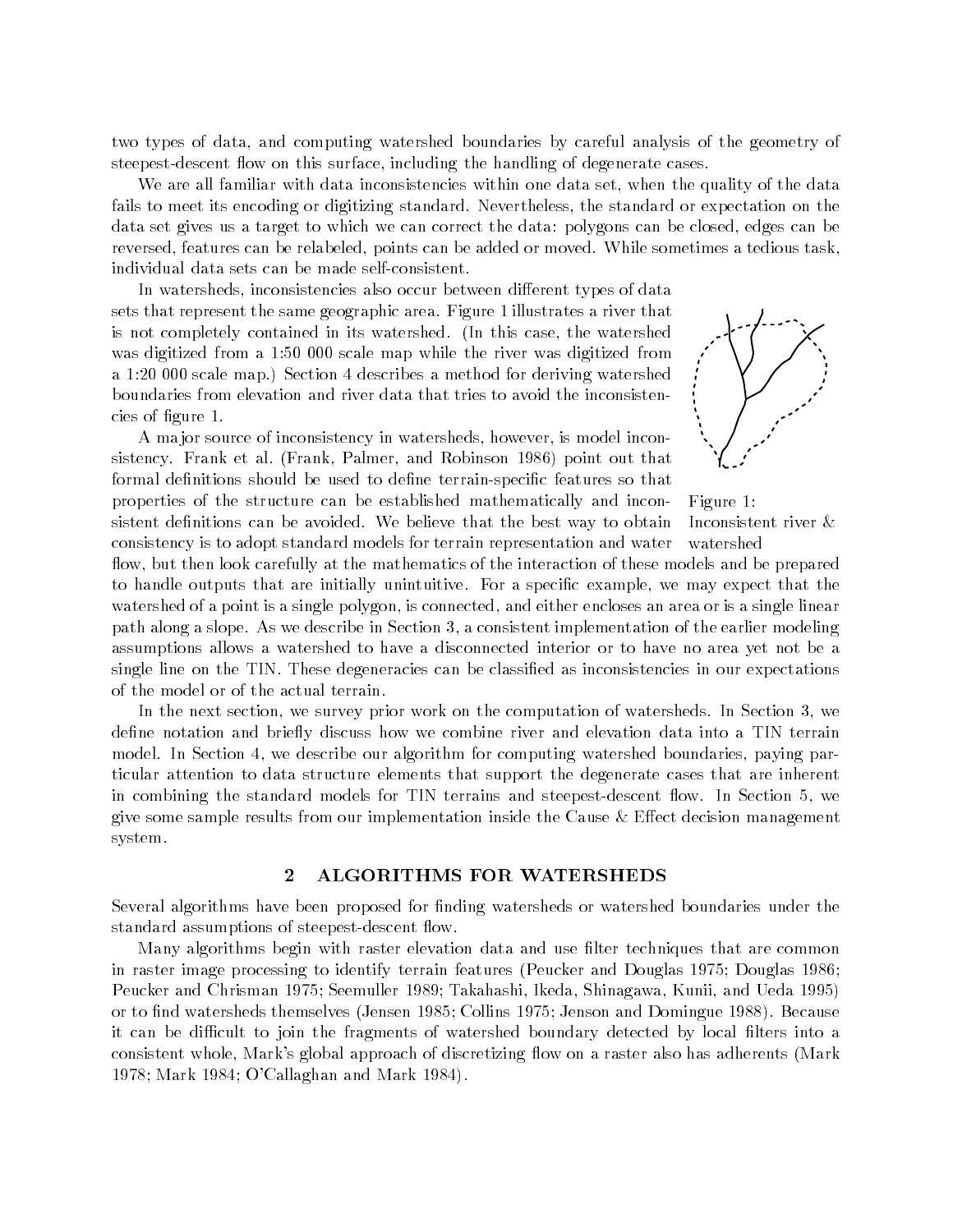two types of data, and computing watershed boundaries by careful analysis of the geometry of steepest-descent flow on this surface, including the handling of degenerate cases.

We are all familiar with data inconsistencies within one data set, when the quality of the data fails to meet its encoding or digitizing standard. Nevertheless, the standard or expectation on the data set gives us a target to which we can correct the data: polygons can be closed, edges can be reversed, features can be relabeled, points can be added or moved. While sometimes a tedious task, individual data sets can be made self-consistent.

In watersheds, inconsistencies also occur between different types of data sets that represent the same geographic area. Figure 1 illustrates a river that is not completely contained in its watershed. (In this case, the watershed was digitized from a 1:50 000 scale map while the river was digitized from a 1:20 000 scale map.) Section 4 describes a method for deriving watershed boundaries from elevation and river data that tries to avoid the inconsistencies of figure 1.

Figure 1: Inconsistent river & watershed

A major source of inconsistency in watersheds, however, is model inconsistency. Frank et al. (Frank, Palmer, and Robinson 1986) point out that formal definitions should be used to define terrain-specific features so that properties of the structure can be established mathematically and inconsistent definitions can be avoided. We believe that the best way to obtain consistency is to adopt standard models for terrain representation and water flow, but then look carefully at the mathematics of the interaction of these models and be prepared to handle outputs that are initially unintuitive. For a specific example, we may expect that the watershed of a point is a single polygon, is connected, and either encloses an area or is a single linear path along a slope. As we describe in Section 3, a consistent implementation of the earlier modeling assumptions allows a watershed to have a disconnected interior or to have no area yet not be a single line on the TIN. These degeneracies can be classified as inconsistencies in our expectations of the model or of the actual terrain.

In the next section, we survey prior work on the computation of watersheds. In Section 3, we define notation and briefly discuss how we combine river and elevation data into a TIN terrain model. In Section 4, we describe our algorithm for computing watershed boundaries, paying particular attention to data structure elements that support the degenerate cases that are inherent in combining the standard models for TIN terrains and steepest-descent flow. In Section 5, we give some sample results from our implementation inside the Cause & Effect decision management system.

## 2 ALGORITHMS FOR WATERSHEDS

Several algorithms have been proposed for finding watersheds or watershed boundaries under the standard assumptions of steepest-descent flow.

Many algorithms begin with raster elevation data and use filter techniques that are common in raster image processing to identify terrain features (Peucker and Douglas 1975; Douglas 1986; Peucker and Chrisman 1975; Seemuller 1989; Takahashi, Ikeda, Shinagawa, Kunii, and Ueda 1995) or to find watersheds themselves (Jensen 1985; Collins 1975; Jenson and Domingue 1988). Because it can be difficult to join the fragments of watershed boundary detected by local filters into a consistent whole, Mark's global approach of discretizing flow on a raster also has adherents (Mark 1978; Mark 1984; O'Callaghan and Mark 1984).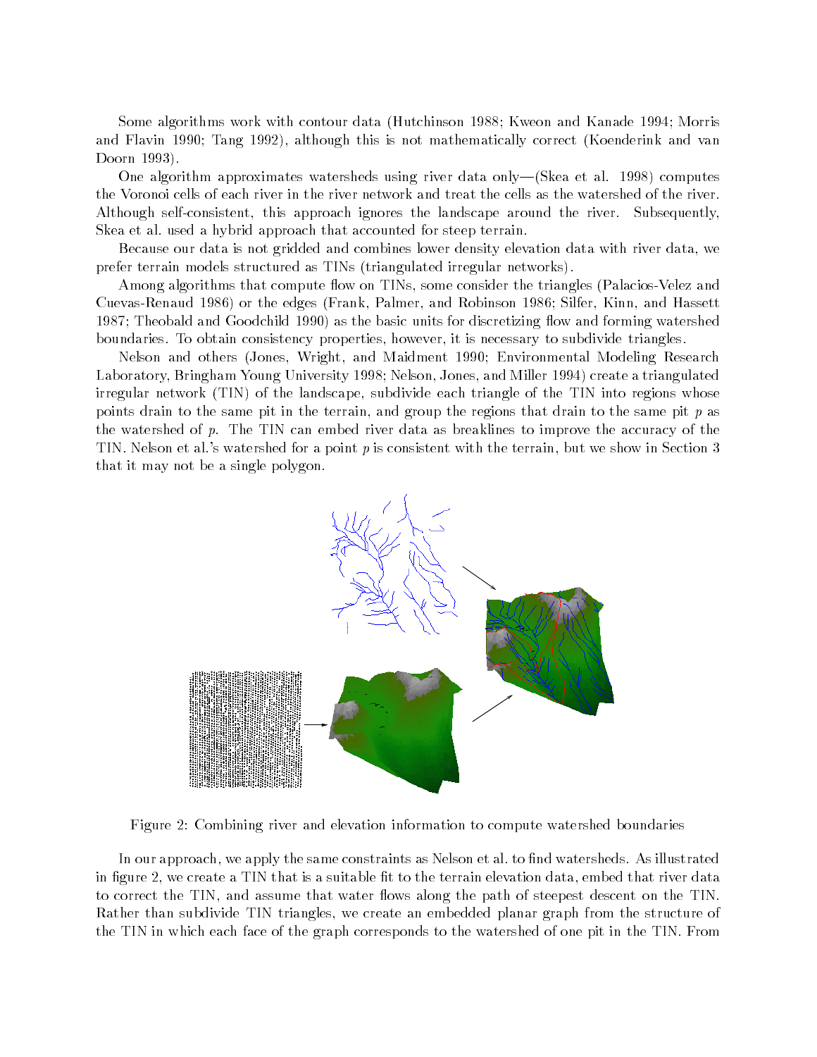Some algorithms work with contour data (Hutchinson 1988; Kweon and Kanade 1994; Morris and Flavin 1990; Tang 1992), although this is not mathematically correct (Koenderink and van Doorn 1993).

One algorithm approximates watersheds using river data only—(Skea et al. 1998) computes the Voronoi cells of each river in the river network and treat the cells as the watershed of the river. Although self-consistent, this approach ignores the landscape around the river. Subsequently, Skea et al. used a hybrid approach that accounted for steep terrain.

Because our data is not gridded and combines lower density elevation data with river data, we prefer terrain models structured as TINs (triangulated irregular networks).

Among algorithms that compute flow on TINs, some consider the triangles (Palacios-Velez and Cuevas-Renaud 1986) or the edges (Frank, Palmer, and Robinson 1986; Silfer, Kinn, and Hassett 1987; Theobald and Goodchild 1990) as the basic units for discretizing flow and forming watershed boundaries. To obtain consistency properties, however, it is necessary to subdivide triangles.

Nelson and others (Jones, Wright, and Maidment 1990; Environmental Modeling Research Laboratory, Bringham Young University 1998; Nelson, Jones, and Miller 1994) create a triangulated irregular network (TIN) of the landscape, subdivide each triangle of the TIN into regions whose points drain to the same pit in the terrain, and group the regions that drain to the same pit $p$ as the watershed of $p$. The TIN can embed river data as breaklines to improve the accuracy of the TIN. Nelson et al.'s watershed for a point $p$ is consistent with the terrain, but we show in Section 3 that it may not be a single polygon.

Figure 2: Combining river and elevation information to compute watershed boundaries

In our approach, we apply the same constraints as Nelson et al. to find watersheds. As illustrated in figure 2, we create a TIN that is a suitable fit to the terrain elevation data, embed that river data to correct the TIN, and assume that water flows along the path of steepest descent on the TIN. Rather than subdivide TIN triangles, we create an embedded planar graph from the structure of the TIN in which each face of the graph corresponds to the watershed of one pit in the TIN. From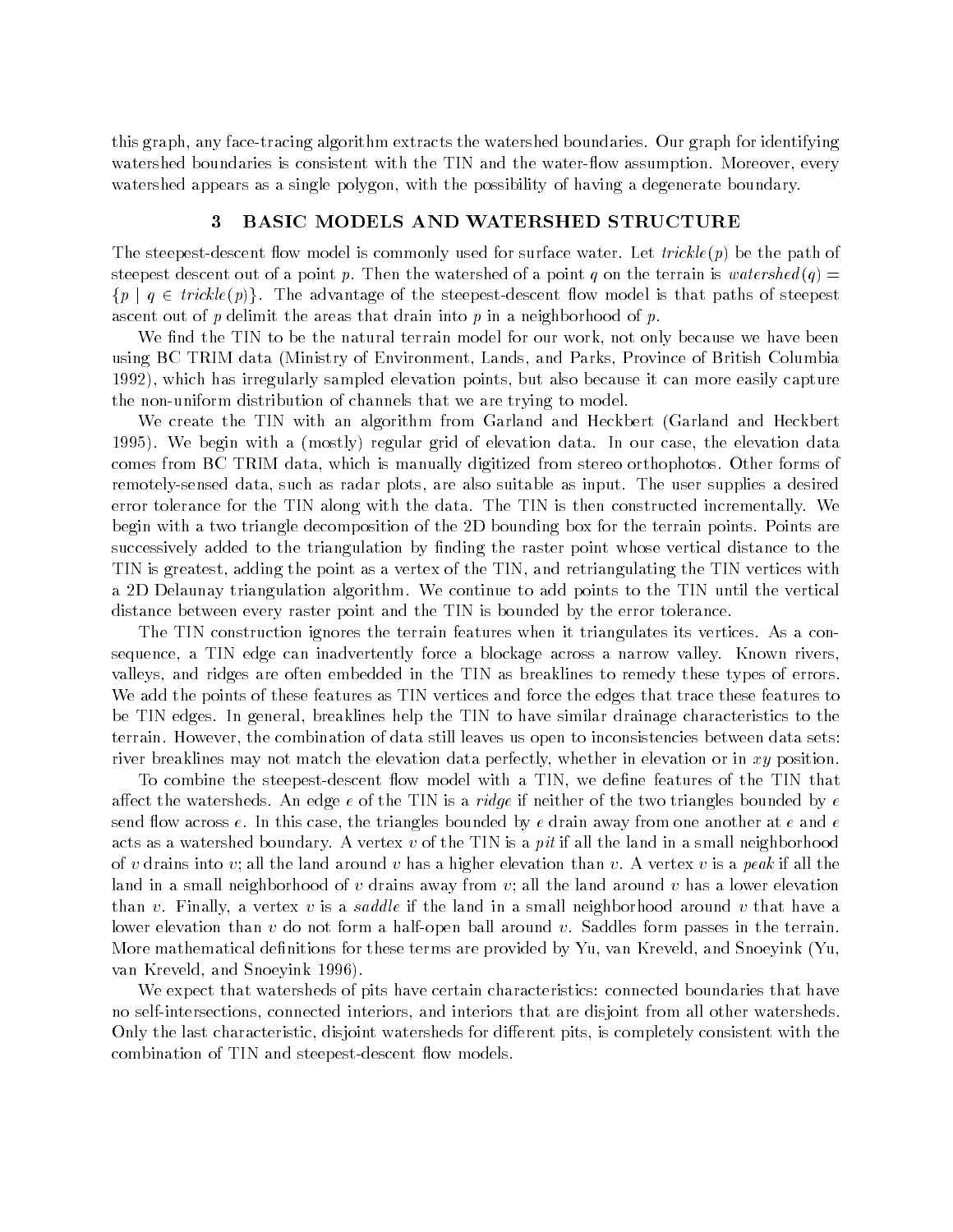this graph, any face-tracing algorithm extracts the watershed boundaries. Our graph for identifying watershed boundaries is consistent with the TIN and the water-flow assumption. Moreover, every watershed appears as a single polygon, with the possibility of having a degenerate boundary.

## 3 BASIC MODELS AND WATERSHED STRUCTURE

The steepest-descent flow model is commonly used for surface water. Let $trickle(p)$ be the path of steepest descent out of a point $p$. Then the watershed of a point $q$ on the terrain is $watershed(q) = \{p \mid q \in trickle(p)\}$. The advantage of the steepest-descent flow model is that paths of steepest ascent out of $p$ delimit the areas that drain into $p$ in a neighborhood of $p$.

We find the TIN to be the natural terrain model for our work, not only because we have been using BC TRIM data (Ministry of Environment, Lands, and Parks, Province of British Columbia 1992), which has irregularly sampled elevation points, but also because it can more easily capture the non-uniform distribution of channels that we are trying to model.

We create the TIN with an algorithm from Garland and Heckbert (Garland and Heckbert 1995). We begin with a (mostly) regular grid of elevation data. In our case, the elevation data comes from BC TRIM data, which is manually digitized from stereo orthophotos. Other forms of remotely-sensed data, such as radar plots, are also suitable as input. The user supplies a desired error tolerance for the TIN along with the data. The TIN is then constructed incrementally. We begin with a two triangle decomposition of the 2D bounding box for the terrain points. Points are successively added to the triangulation by finding the raster point whose vertical distance to the TIN is greatest, adding the point as a vertex of the TIN, and retriangulating the TIN vertices with a 2D Delaunay triangulation algorithm. We continue to add points to the TIN until the vertical distance between every raster point and the TIN is bounded by the error tolerance.

The TIN construction ignores the terrain features when it triangulates its vertices. As a consequence, a TIN edge can inadvertently force a blockage across a narrow valley. Known rivers, valleys, and ridges are often embedded in the TIN as breaklines to remedy these types of errors. We add the points of these features as TIN vertices and force the edges that trace these features to be TIN edges. In general, breaklines help the TIN to have similar drainage characteristics to the terrain. However, the combination of data still leaves us open to inconsistencies between data sets: river breaklines may not match the elevation data perfectly, whether in elevation or in $xy$ position.

To combine the steepest-descent flow model with a TIN, we define features of the TIN that affect the watersheds. An edge $e$ of the TIN is a *ridge* if neither of the two triangles bounded by $e$ send flow across $e$. In this case, the triangles bounded by $e$ drain away from one another at $e$ and $e$ acts as a watershed boundary. A vertex $v$ of the TIN is a *pit* if all the land in a small neighborhood of $v$ drains into $v$; all the land around $v$ has a higher elevation than $v$. A vertex $v$ is a *peak* if all the land in a small neighborhood of $v$ drains away from $v$; all the land around $v$ has a lower elevation than $v$. Finally, a vertex $v$ is a *saddle* if the land in a small neighborhood around $v$ that have a lower elevation than $v$ do not form a half-open ball around $v$. Saddles form passes in the terrain. More mathematical definitions for these terms are provided by Yu, van Kreveld, and Snoeyink (Yu, van Kreveld, and Snoeyink 1996).

We expect that watersheds of pits have certain characteristics: connected boundaries that have no self-intersections, connected interiors, and interiors that are disjoint from all other watersheds. Only the last characteristic, disjoint watersheds for different pits, is completely consistent with the combination of TIN and steepest-descent flow models.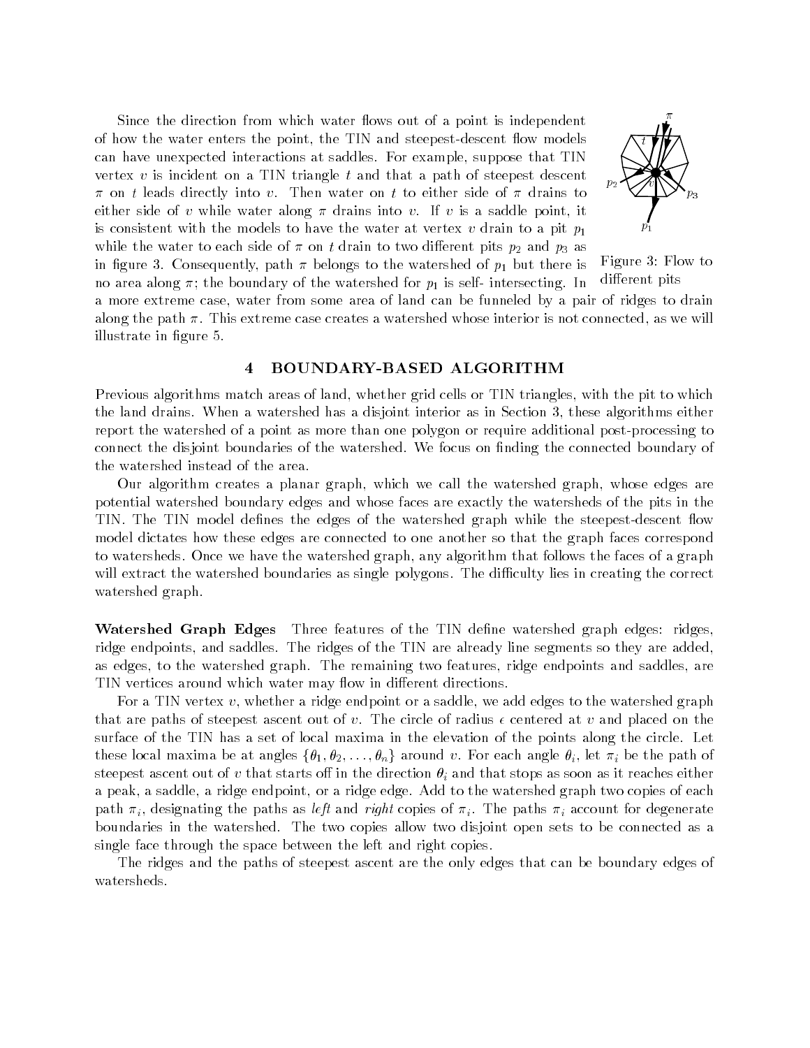Since the direction from which water flows out of a point is independent of how the water enters the point, the TIN and steepest-descent flow models can have unexpected interactions at saddles. For example, suppose that TIN vertex $v$ is incident on a TIN triangle $t$ and that a path of steepest descent $\pi$ on $t$ leads directly into $v$. Then water on $t$ to either side of $\pi$ drains to either side of $v$ while water along $\pi$ drains into $v$. If $v$ is a saddle point, it is consistent with the models to have the water at vertex $v$ drain to a pit $p_1$ while the water to each side of $\pi$ on $t$ drain to two different pits $p_2$ and $p_3$ as in figure 3. Consequently, path $\pi$ belongs to the watershed of $p_1$ but there is no area along $\pi$; the boundary of the watershed for $p_1$ is self- intersecting. In a more extreme case, water from some area of land can be funneled by a pair of ridges to drain along the path $\pi$. This extreme case creates a watershed whose interior is not connected, as we will illustrate in figure 5.

Figure 3: Flow to different pits

## 4 BOUNDARY-BASED ALGORITHM

Previous algorithms match areas of land, whether grid cells or TIN triangles, with the pit to which the land drains. When a watershed has a disjoint interior as in Section 3, these algorithms either report the watershed of a point as more than one polygon or require additional post-processing to connect the disjoint boundaries of the watershed. We focus on finding the connected boundary of the watershed instead of the area.

Our algorithm creates a planar graph, which we call the watershed graph, whose edges are potential watershed boundary edges and whose faces are exactly the watersheds of the pits in the TIN. The TIN model defines the edges of the watershed graph while the steepest-descent flow model dictates how these edges are connected to one another so that the graph faces correspond to watersheds. Once we have the watershed graph, any algorithm that follows the faces of a graph will extract the watershed boundaries as single polygons. The difficulty lies in creating the correct watershed graph.

**Watershed Graph Edges** Three features of the TIN define watershed graph edges: ridges, ridge endpoints, and saddles. The ridges of the TIN are already line segments so they are added, as edges, to the watershed graph. The remaining two features, ridge endpoints and saddles, are TIN vertices around which water may flow in different directions.

For a TIN vertex $v$, whether a ridge endpoint or a saddle, we add edges to the watershed graph that are paths of steepest ascent out of $v$. The circle of radius $\epsilon$ centered at $v$ and placed on the surface of the TIN has a set of local maxima in the elevation of the points along the circle. Let these local maxima be at angles $\{\theta_1, \theta_2, \ldots, \theta_n\}$ around $v$. For each angle $\theta_i$, let $\pi_i$ be the path of steepest ascent out of $v$ that starts off in the direction $\theta_i$ and that stops as soon as it reaches either a peak, a saddle, a ridge endpoint, or a ridge edge. Add to the watershed graph two copies of each path $\pi_i$, designating the paths as *left* and *right* copies of $\pi_i$. The paths $\pi_i$ account for degenerate boundaries in the watershed. The two copies allow two disjoint open sets to be connected as a single face through the space between the left and right copies.

The ridges and the paths of steepest ascent are the only edges that can be boundary edges of watersheds.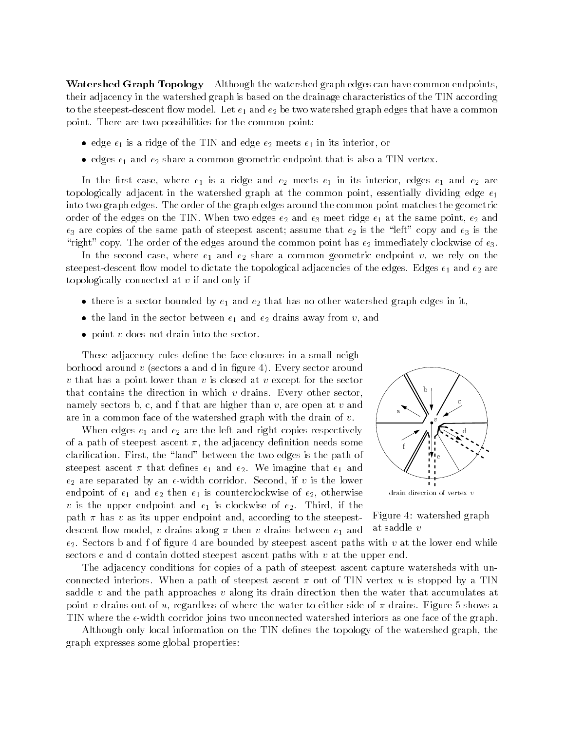**Watershed Graph Topology** Although the watershed graph edges can have common endpoints, their adjacency in the watershed graph is based on the drainage characteristics of the TIN according to the steepest-descent flow model. Let $e_1$ and $e_2$ be two watershed graph edges that have a common point. There are two possibilities for the common point:

- edge $e_1$ is a ridge of the TIN and edge $e_2$ meets $e_1$ in its interior, or
- edges $e_1$ and $e_2$ share a common geometric endpoint that is also a TIN vertex.

In the first case, where $e_1$ is a ridge and $e_2$ meets $e_1$ in its interior, edges $e_1$ and $e_2$ are topologically adjacent in the watershed graph at the common point, essentially dividing edge $e_1$ into two graph edges. The order of the graph edges around the common point matches the geometric order of the edges on the TIN. When two edges $e_2$ and $e_3$ meet ridge $e_1$ at the same point, $e_2$ and $e_3$ are copies of the same path of steepest ascent; assume that $e_2$ is the "left" copy and $e_3$ is the "right" copy. The order of the edges around the common point has $e_2$ immediately clockwise of $e_3$.

In the second case, where $e_1$ and $e_2$ share a common geometric endpoint $v$, we rely on the steepest-descent flow model to dictate the topological adjacencies of the edges. Edges $e_1$ and $e_2$ are topologically connected at $v$ if and only if

- there is a sector bounded by $e_1$ and $e_2$ that has no other watershed graph edges in it,
- the land in the sector between $e_1$ and $e_2$ drains away from $v$, and
- point $v$ does not drain into the sector.

These adjacency rules define the face closures in a small neighborhood around $v$ (sectors a and d in figure 4). Every sector around $v$ that has a point lower than $v$ is closed at $v$ except for the sector that contains the direction in which $v$ drains. Every other sector, namely sectors b, c, and f that are higher than $v$, are open at $v$ and are in a common face of the watershed graph with the drain of $v$.

drain direction of vertex $v$

Figure 4: watershed graph at saddle $v$

When edges $e_1$ and $e_2$ are the left and right copies respectively of a path of steepest ascent $\pi$, the adjacency definition needs some clarification. First, the "land" between the two edges is the path of steepest ascent $\pi$ that defines $e_1$ and $e_2$. We imagine that $e_1$ and $e_2$ are separated by an $\epsilon$-width corridor. Second, if $v$ is the lower endpoint of $e_1$ and $e_2$ then $e_1$ is counterclockwise of $e_2$, otherwise $v$ is the upper endpoint and $e_1$ is clockwise of $e_2$. Third, if the path $\pi$ has $v$ as its upper endpoint and, according to the steepest-descent flow model, $v$ drains along $\pi$ then $v$ drains between $e_1$ and $e_2$. Sectors b and f of figure 4 are bounded by steepest ascent paths with $v$ at the lower end while sectors e and d contain dotted steepest ascent paths with $v$ at the upper end.

The adjacency conditions for copies of a path of steepest ascent capture watersheds with unconnected interiors. When a path of steepest ascent $\pi$ out of TIN vertex $u$ is stopped by a TIN saddle $v$ and the path approaches $v$ along its drain direction then the water that accumulates at point $v$ drains out of $u$, regardless of where the water to either side of $\pi$ drains. Figure 5 shows a TIN where the $\epsilon$-width corridor joins two unconnected watershed interiors as one face of the graph.

Although only local information on the TIN defines the topology of the watershed graph, the graph expresses some global properties: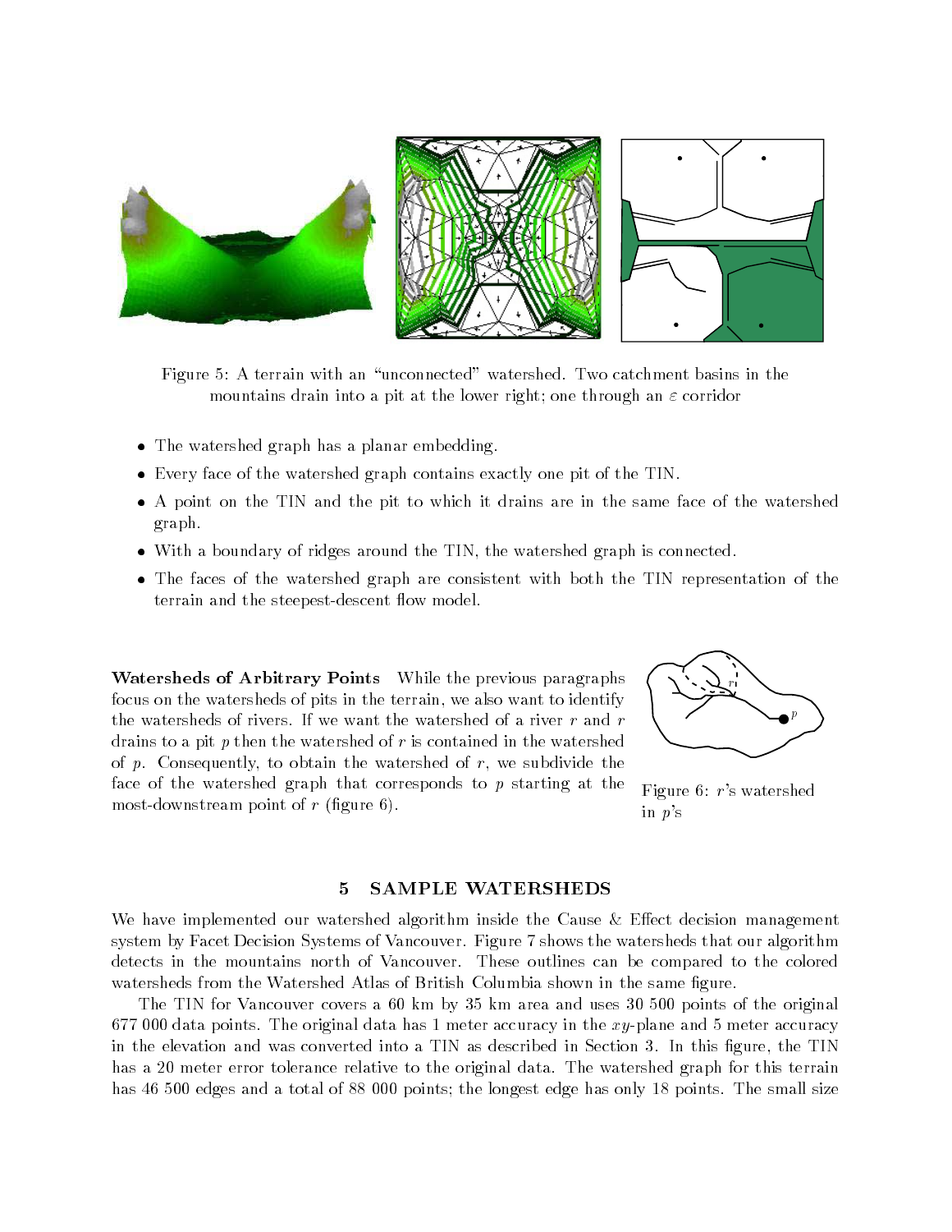Figure 5: A terrain with an "unconnected" watershed. Two catchment basins in the mountains drain into a pit at the lower right; one through an $\varepsilon$ corridor

- The watershed graph has a planar embedding.
- Every face of the watershed graph contains exactly one pit of the TIN.
- A point on the TIN and the pit to which it drains are in the same face of the watershed graph.
- With a boundary of ridges around the TIN, the watershed graph is connected.
- The faces of the watershed graph are consistent with both the TIN representation of the terrain and the steepest-descent flow model.

**Watersheds of Arbitrary Points** While the previous paragraphs focus on the watersheds of pits in the terrain, we also want to identify the watersheds of rivers. If we want the watershed of a river $r$ and $r$ drains to a pit $p$ then the watershed of $r$ is contained in the watershed of $p$. Consequently, to obtain the watershed of $r$, we subdivide the face of the watershed graph that corresponds to $p$ starting at the most-downstream point of $r$ (figure 6).

Figure 6: $r$'s watershed in $p$'s

## 5 SAMPLE WATERSHEDS

We have implemented our watershed algorithm inside the Cause & Effect decision management system by Facet Decision Systems of Vancouver. Figure 7 shows the watersheds that our algorithm detects in the mountains north of Vancouver. These outlines can be compared to the colored watersheds from the Watershed Atlas of British Columbia shown in the same figure.

The TIN for Vancouver covers a 60 km by 35 km area and uses 30 500 points of the original 677 000 data points. The original data has 1 meter accuracy in the $xy$-plane and 5 meter accuracy in the elevation and was converted into a TIN as described in Section 3. In this figure, the TIN has a 20 meter error tolerance relative to the original data. The watershed graph for this terrain has 46 500 edges and a total of 88 000 points; the longest edge has only 18 points. The small size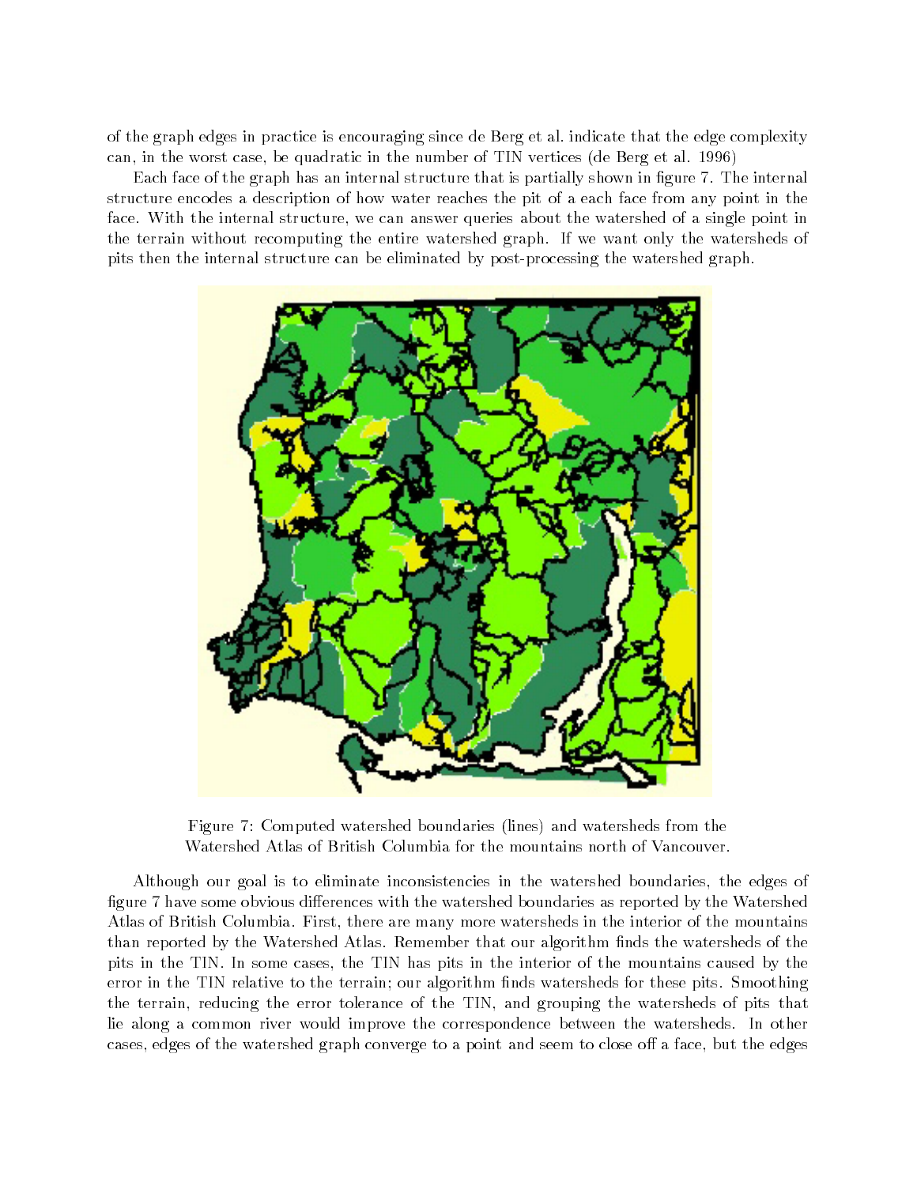of the graph edges in practice is encouraging since de Berg et al. indicate that the edge complexity can, in the worst case, be quadratic in the number of TIN vertices (de Berg et al. 1996)

Each face of the graph has an internal structure that is partially shown in figure 7. The internal structure encodes a description of how water reaches the pit of a each face from any point in the face. With the internal structure, we can answer queries about the watershed of a single point in the terrain without recomputing the entire watershed graph. If we want only the watersheds of pits then the internal structure can be eliminated by post-processing the watershed graph.

Figure 7: Computed watershed boundaries (lines) and watersheds from the Watershed Atlas of British Columbia for the mountains north of Vancouver.

Although our goal is to eliminate inconsistencies in the watershed boundaries, the edges of figure 7 have some obvious differences with the watershed boundaries as reported by the Watershed Atlas of British Columbia. First, there are many more watersheds in the interior of the mountains than reported by the Watershed Atlas. Remember that our algorithm finds the watersheds of the pits in the TIN. In some cases, the TIN has pits in the interior of the mountains caused by the error in the TIN relative to the terrain; our algorithm finds watersheds for these pits. Smoothing the terrain, reducing the error tolerance of the TIN, and grouping the watersheds of pits that lie along a common river would improve the correspondence between the watersheds. In other cases, edges of the watershed graph converge to a point and seem to close off a face, but the edges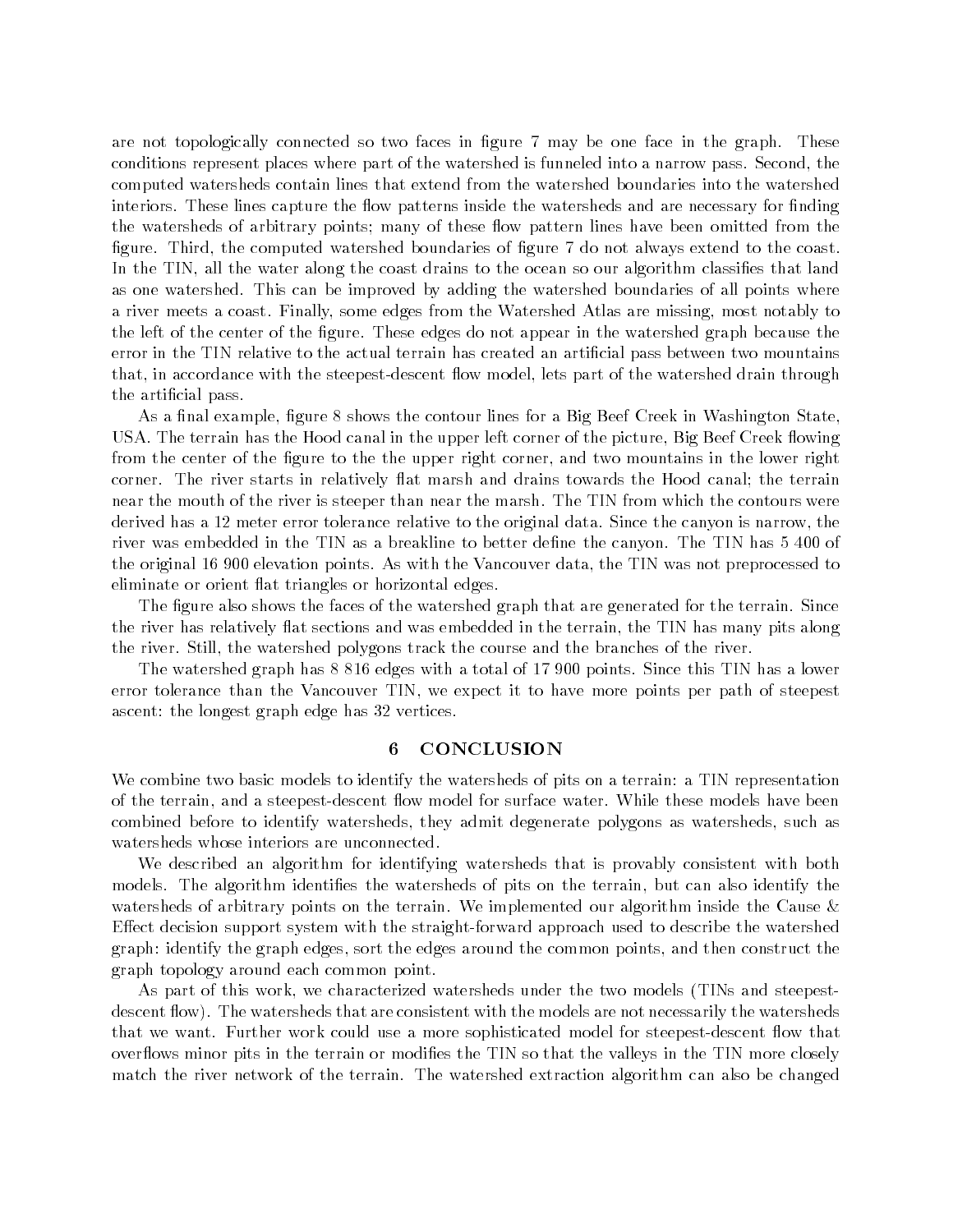are not topologically connected so two faces in figure 7 may be one face in the graph. These conditions represent places where part of the watershed is funneled into a narrow pass. Second, the computed watersheds contain lines that extend from the watershed boundaries into the watershed interiors. These lines capture the flow patterns inside the watersheds and are necessary for finding the watersheds of arbitrary points; many of these flow pattern lines have been omitted from the figure. Third, the computed watershed boundaries of figure 7 do not always extend to the coast. In the TIN, all the water along the coast drains to the ocean so our algorithm classifies that land as one watershed. This can be improved by adding the watershed boundaries of all points where a river meets a coast. Finally, some edges from the Watershed Atlas are missing, most notably to the left of the center of the figure. These edges do not appear in the watershed graph because the error in the TIN relative to the actual terrain has created an artificial pass between two mountains that, in accordance with the steepest-descent flow model, lets part of the watershed drain through the artificial pass.

As a final example, figure 8 shows the contour lines for a Big Beef Creek in Washington State, USA. The terrain has the Hood canal in the upper left corner of the picture, Big Beef Creek flowing from the center of the figure to the the upper right corner, and two mountains in the lower right corner. The river starts in relatively flat marsh and drains towards the Hood canal; the terrain near the mouth of the river is steeper than near the marsh. The TIN from which the contours were derived has a 12 meter error tolerance relative to the original data. Since the canyon is narrow, the river was embedded in the TIN as a breakline to better define the canyon. The TIN has 5 400 of the original 16 900 elevation points. As with the Vancouver data, the TIN was not preprocessed to eliminate or orient flat triangles or horizontal edges.

The figure also shows the faces of the watershed graph that are generated for the terrain. Since the river has relatively flat sections and was embedded in the terrain, the TIN has many pits along the river. Still, the watershed polygons track the course and the branches of the river.

The watershed graph has 8 816 edges with a total of 17 900 points. Since this TIN has a lower error tolerance than the Vancouver TIN, we expect it to have more points per path of steepest ascent: the longest graph edge has 32 vertices.

## 6 CONCLUSION

We combine two basic models to identify the watersheds of pits on a terrain: a TIN representation of the terrain, and a steepest-descent flow model for surface water. While these models have been combined before to identify watersheds, they admit degenerate polygons as watersheds, such as watersheds whose interiors are unconnected.

We described an algorithm for identifying watersheds that is provably consistent with both models. The algorithm identifies the watersheds of pits on the terrain, but can also identify the watersheds of arbitrary points on the terrain. We implemented our algorithm inside the Cause & Effect decision support system with the straight-forward approach used to describe the watershed graph: identify the graph edges, sort the edges around the common points, and then construct the graph topology around each common point.

As part of this work, we characterized watersheds under the two models (TINs and steepest-descent flow). The watersheds that are consistent with the models are not necessarily the watersheds that we want. Further work could use a more sophisticated model for steepest-descent flow that overflows minor pits in the terrain or modifies the TIN so that the valleys in the TIN more closely match the river network of the terrain. The watershed extraction algorithm can also be changed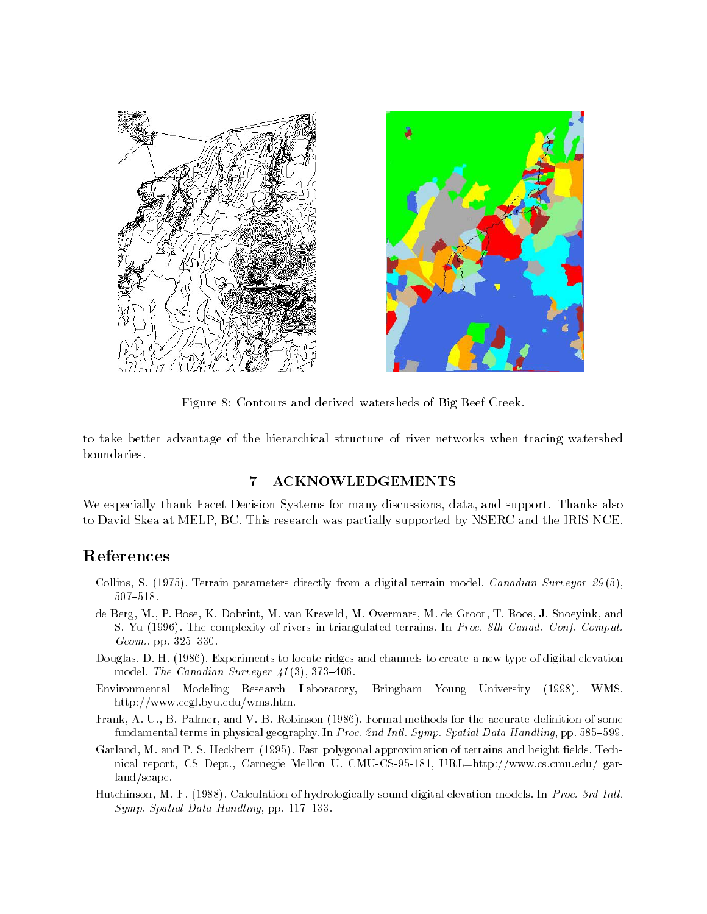Figure 8: Contours and derived watersheds of Big Beef Creek.

to take better advantage of the hierarchical structure of river networks when tracing watershed boundaries.

## 7 ACKNOWLEDGEMENTS

We especially thank Facet Decision Systems for many discussions, data, and support. Thanks also to David Skea at MELP, BC. This research was partially supported by NSERC and the IRIS NCE.

# References

Collins, S. (1975). Terrain parameters directly from a digital terrain model. *Canadian Surveyor 29*(5), 507–518.

de Berg, M., P. Bose, K. Dobrint, M. van Kreveld, M. Overmars, M. de Groot, T. Roos, J. Snoeyink, and S. Yu (1996). The complexity of rivers in triangulated terrains. In *Proc. 8th Canad. Conf. Comput. Geom.*, pp. 325–330.

Douglas, D. H. (1986). Experiments to locate ridges and channels to create a new type of digital elevation model. *The Canadian Surveyer 41*(3), 373–406.

Environmental Modeling Research Laboratory, Bringham Young University (1998). WMS. http://www.ecgl.byu.edu/wms.htm.

Frank, A. U., B. Palmer, and V. B. Robinson (1986). Formal methods for the accurate definition of some fundamental terms in physical geography. In *Proc. 2nd Intl. Symp. Spatial Data Handling*, pp. 585–599.

Garland, M. and P. S. Heckbert (1995). Fast polygonal approximation of terrains and height fields. Technical report, CS Dept., Carnegie Mellon U. CMU-CS-95-181, URL=http://www.cs.cmu.edu/ garland/scape.

Hutchinson, M. F. (1988). Calculation of hydrologically sound digital elevation models. In *Proc. 3rd Intl. Symp. Spatial Data Handling*, pp. 117–133.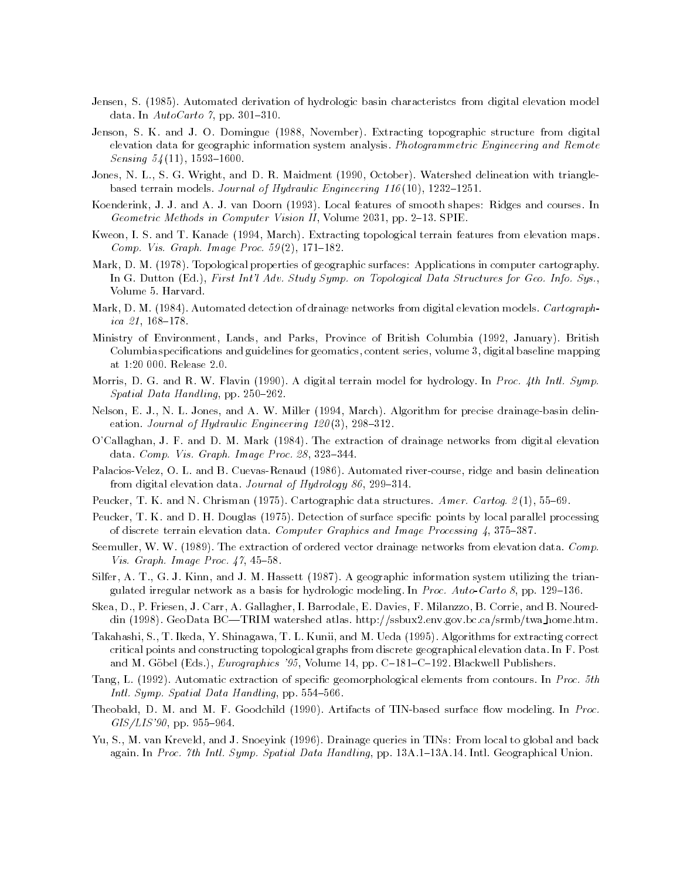Jensen, S. (1985). Automated derivation of hydrologic basin characteristcs from digital elevation model data. In *AutoCarto 7*, pp. 301–310.

Jenson, S. K. and J. O. Domingue (1988, November). Extracting topographic structure from digital elevation data for geographic information system analysis. *Photogrammetric Engineering and Remote Sensing 54*(11), 1593–1600.

Jones, N. L., S. G. Wright, and D. R. Maidment (1990, October). Watershed delineation with triangle-based terrain models. *Journal of Hydraulic Engineering 116*(10), 1232–1251.

Koenderink, J. J. and A. J. van Doorn (1993). Local features of smooth shapes: Ridges and courses. In *Geometric Methods in Computer Vision II*, Volume 2031, pp. 2–13. SPIE.

Kweon, I. S. and T. Kanade (1994, March). Extracting topological terrain features from elevation maps. *Comp. Vis. Graph. Image Proc. 59*(2), 171–182.

Mark, D. M. (1978). Topological properties of geographic surfaces: Applications in computer cartography. In G. Dutton (Ed.), *First Int'l Adv. Study Symp. on Topological Data Structures for Geo. Info. Sys.*, Volume 5. Harvard.

Mark, D. M. (1984). Automated detection of drainage networks from digital elevation models. *Cartographica 21*, 168–178.

Ministry of Environment, Lands, and Parks, Province of British Columbia (1992, January). British Columbia specifications and guidelines for geomatics, content series, volume 3, digital baseline mapping at 1:20 000. Release 2.0.

Morris, D. G. and R. W. Flavin (1990). A digital terrain model for hydrology. In *Proc. 4th Intl. Symp. Spatial Data Handling*, pp. 250–262.

Nelson, E. J., N. L. Jones, and A. W. Miller (1994, March). Algorithm for precise drainage-basin delineation. *Journal of Hydraulic Engineering 120*(3), 298–312.

O'Callaghan, J. F. and D. M. Mark (1984). The extraction of drainage networks from digital elevation data. *Comp. Vis. Graph. Image Proc. 28*, 323–344.

Palacios-Velez, O. L. and B. Cuevas-Renaud (1986). Automated river-course, ridge and basin delineation from digital elevation data. *Journal of Hydrology 86*, 299–314.

Peucker, T. K. and N. Chrisman (1975). Cartographic data structures. *Amer. Cartog. 2*(1), 55–69.

Peucker, T. K. and D. H. Douglas (1975). Detection of surface specific points by local parallel processing of discrete terrain elevation data. *Computer Graphics and Image Processing 4*, 375–387.

Seemuller, W. W. (1989). The extraction of ordered vector drainage networks from elevation data. *Comp. Vis. Graph. Image Proc. 47*, 45–58.

Silfer, A. T., G. J. Kinn, and J. M. Hassett (1987). A geographic information system utilizing the triangulated irregular network as a basis for hydrologic modeling. In *Proc. Auto-Carto 8*, pp. 129–136.

Skea, D., P. Friesen, J. Carr, A. Gallagher, I. Barrodale, E. Davies, F. Milanzzo, B. Corrie, and B. Noureddin (1998). GeoData BC—TRIM watershed atlas. http://ssbux2.env.gov.bc.ca/srmb/twa_home.htm.

Takahashi, S., T. Ikeda, Y. Shinagawa, T. L. Kunii, and M. Ueda (1995). Algorithms for extracting correct critical points and constructing topological graphs from discrete geographical elevation data. In F. Post and M. Göbel (Eds.), *Eurographics '95*, Volume 14, pp. C–181–C–192. Blackwell Publishers.

Tang, L. (1992). Automatic extraction of specific geomorphological elements from contours. In *Proc. 5th Intl. Symp. Spatial Data Handling*, pp. 554–566.

Theobald, D. M. and M. F. Goodchild (1990). Artifacts of TIN-based surface flow modeling. In *Proc. GIS/LIS'90*, pp. 955–964.

Yu, S., M. van Kreveld, and J. Snoeyink (1996). Drainage queries in TINs: From local to global and back again. In *Proc. 7th Intl. Symp. Spatial Data Handling*, pp. 13A.1–13A.14. Intl. Geographical Union.